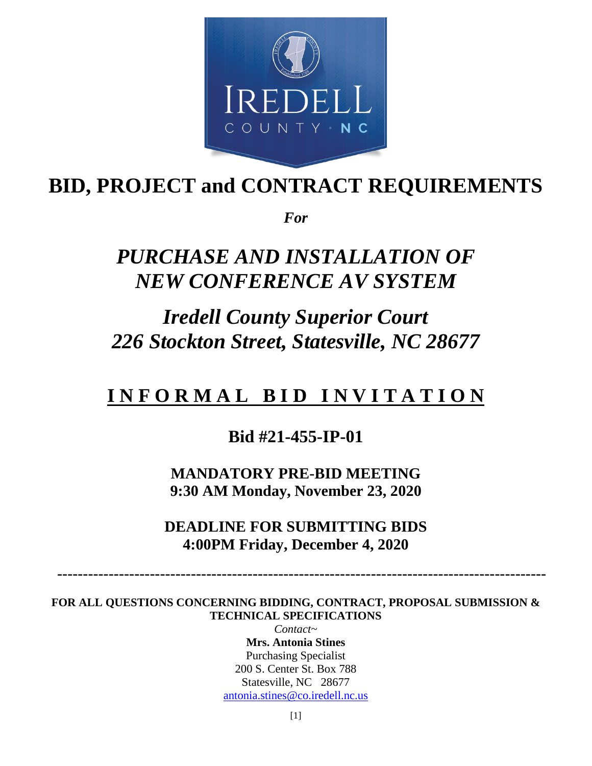# BID, PROJECT and CONTRACT REQUIREMENTS

*For*

## *PURCHASE AND INSTALLATION OF NEW CONFERENCE AV SYSTEM*

## *Iredell County Superior Court 226 Stockton Street, Statesville, NC 28677*

## I N F O R M A L   B I D   I N V I T A T I O N

### Bid #21-455-IP-01

**MANDATORY PRE-BID MEETING**
**9:30 AM Monday, November 23, 2020**

**DEADLINE FOR SUBMITTING BIDS**
**4:00PM Friday, December 4, 2020**

---

**FOR ALL QUESTIONS CONCERNING BIDDING, CONTRACT, PROPOSAL SUBMISSION & TECHNICAL SPECIFICATIONS**

*Contact~*

**Mrs. Antonia Stines**
Purchasing Specialist
200 S. Center St. Box 788
Statesville, NC 28677
antonia.stines@co.iredell.nc.us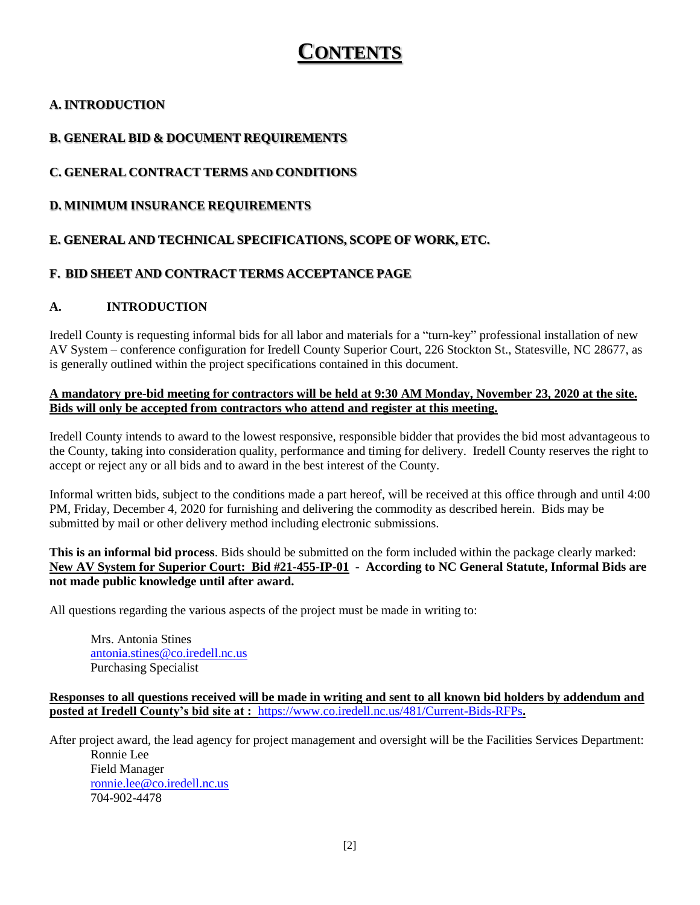# CONTENTS

**A. INTRODUCTION**

**B. GENERAL BID & DOCUMENT REQUIREMENTS**

**C. GENERAL CONTRACT TERMS AND CONDITIONS**

**D. MINIMUM INSURANCE REQUIREMENTS**

**E. GENERAL AND TECHNICAL SPECIFICATIONS, SCOPE OF WORK, ETC.**

**F. BID SHEET AND CONTRACT TERMS ACCEPTANCE PAGE**

## A. INTRODUCTION

Iredell County is requesting informal bids for all labor and materials for a "turn-key" professional installation of new AV System – conference configuration for Iredell County Superior Court, 226 Stockton St., Statesville, NC 28677, as is generally outlined within the project specifications contained in this document.

**A mandatory pre-bid meeting for contractors will be held at 9:30 AM Monday, November 23, 2020 at the site. Bids will only be accepted from contractors who attend and register at this meeting.**

Iredell County intends to award to the lowest responsive, responsible bidder that provides the bid most advantageous to the County, taking into consideration quality, performance and timing for delivery. Iredell County reserves the right to accept or reject any or all bids and to award in the best interest of the County.

Informal written bids, subject to the conditions made a part hereof, will be received at this office through and until 4:00 PM, Friday, December 4, 2020 for furnishing and delivering the commodity as described herein. Bids may be submitted by mail or other delivery method including electronic submissions.

**This is an informal bid process**. Bids should be submitted on the form included within the package clearly marked: **New AV System for Superior Court: Bid #21-455-IP-01 - According to NC General Statute, Informal Bids are not made public knowledge until after award.**

All questions regarding the various aspects of the project must be made in writing to:

Mrs. Antonia Stines
antonia.stines@co.iredell.nc.us
Purchasing Specialist

**Responses to all questions received will be made in writing and sent to all known bid holders by addendum and posted at Iredell County's bid site at : https://www.co.iredell.nc.us/481/Current-Bids-RFPs.**

After project award, the lead agency for project management and oversight will be the Facilities Services Department:

Ronnie Lee
Field Manager
ronnie.lee@co.iredell.nc.us
704-902-4478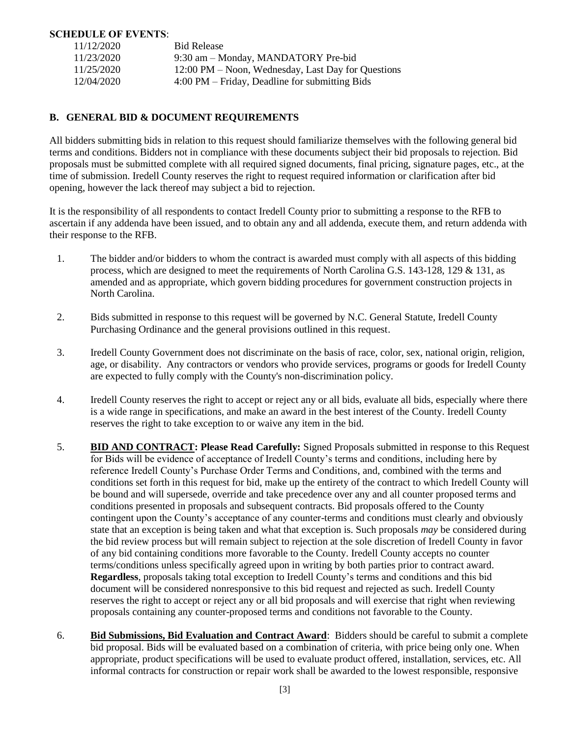**SCHEDULE OF EVENTS**:

| | |
|---|---|
| 11/12/2020 | Bid Release |
| 11/23/2020 | 9:30 am – Monday, MANDATORY Pre-bid |
| 11/25/2020 | 12:00 PM – Noon, Wednesday, Last Day for Questions |
| 12/04/2020 | 4:00 PM – Friday, Deadline for submitting Bids |

## B. GENERAL BID & DOCUMENT REQUIREMENTS

All bidders submitting bids in relation to this request should familiarize themselves with the following general bid terms and conditions. Bidders not in compliance with these documents subject their bid proposals to rejection. Bid proposals must be submitted complete with all required signed documents, final pricing, signature pages, etc., at the time of submission. Iredell County reserves the right to request required information or clarification after bid opening, however the lack thereof may subject a bid to rejection.

It is the responsibility of all respondents to contact Iredell County prior to submitting a response to the RFB to ascertain if any addenda have been issued, and to obtain any and all addenda, execute them, and return addenda with their response to the RFB.

1. The bidder and/or bidders to whom the contract is awarded must comply with all aspects of this bidding process, which are designed to meet the requirements of North Carolina G.S. 143-128, 129 & 131, as amended and as appropriate, which govern bidding procedures for government construction projects in North Carolina.

2. Bids submitted in response to this request will be governed by N.C. General Statute, Iredell County Purchasing Ordinance and the general provisions outlined in this request.

3. Iredell County Government does not discriminate on the basis of race, color, sex, national origin, religion, age, or disability. Any contractors or vendors who provide services, programs or goods for Iredell County are expected to fully comply with the County's non-discrimination policy.

4. Iredell County reserves the right to accept or reject any or all bids, evaluate all bids, especially where there is a wide range in specifications, and make an award in the best interest of the County. Iredell County reserves the right to take exception to or waive any item in the bid.

5. **BID AND CONTRACT: Please Read Carefully:** Signed Proposals submitted in response to this Request for Bids will be evidence of acceptance of Iredell County's terms and conditions, including here by reference Iredell County's Purchase Order Terms and Conditions, and, combined with the terms and conditions set forth in this request for bid, make up the entirety of the contract to which Iredell County will be bound and will supersede, override and take precedence over any and all counter proposed terms and conditions presented in proposals and subsequent contracts. Bid proposals offered to the County contingent upon the County's acceptance of any counter-terms and conditions must clearly and obviously state that an exception is being taken and what that exception is. Such proposals *may* be considered during the bid review process but will remain subject to rejection at the sole discretion of Iredell County in favor of any bid containing conditions more favorable to the County. Iredell County accepts no counter terms/conditions unless specifically agreed upon in writing by both parties prior to contract award. **Regardless**, proposals taking total exception to Iredell County's terms and conditions and this bid document will be considered nonresponsive to this bid request and rejected as such. Iredell County reserves the right to accept or reject any or all bid proposals and will exercise that right when reviewing proposals containing any counter-proposed terms and conditions not favorable to the County.

6. **Bid Submissions, Bid Evaluation and Contract Award**: Bidders should be careful to submit a complete bid proposal. Bids will be evaluated based on a combination of criteria, with price being only one. When appropriate, product specifications will be used to evaluate product offered, installation, services, etc. All informal contracts for construction or repair work shall be awarded to the lowest responsible, responsive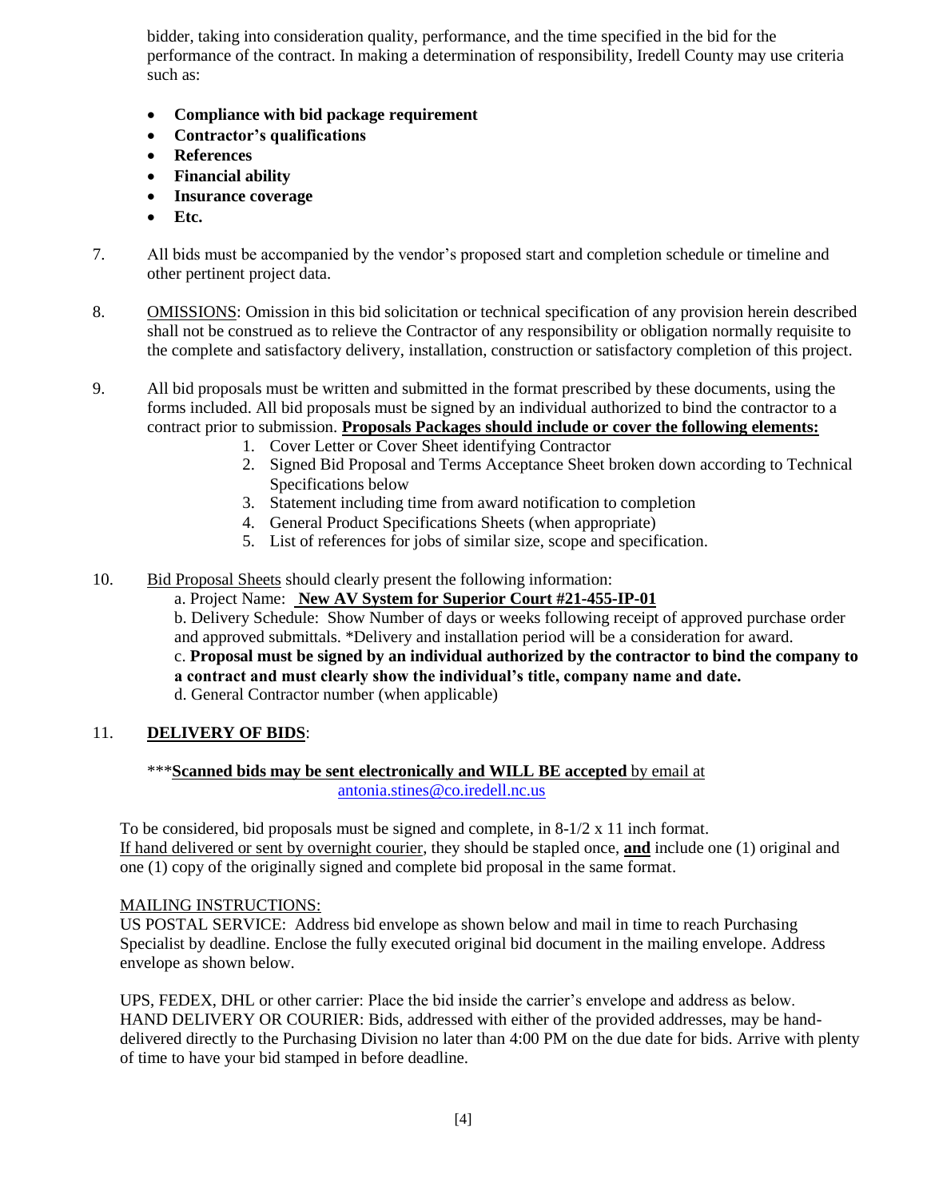bidder, taking into consideration quality, performance, and the time specified in the bid for the performance of the contract. In making a determination of responsibility, Iredell County may use criteria such as:

- **Compliance with bid package requirement**
- **Contractor's qualifications**
- **References**
- **Financial ability**
- **Insurance coverage**
- **Etc.**

7. All bids must be accompanied by the vendor's proposed start and completion schedule or timeline and other pertinent project data.

8. OMISSIONS: Omission in this bid solicitation or technical specification of any provision herein described shall not be construed as to relieve the Contractor of any responsibility or obligation normally requisite to the complete and satisfactory delivery, installation, construction or satisfactory completion of this project.

9. All bid proposals must be written and submitted in the format prescribed by these documents, using the forms included. All bid proposals must be signed by an individual authorized to bind the contractor to a contract prior to submission. **Proposals Packages should include or cover the following elements:**
    1. Cover Letter or Cover Sheet identifying Contractor
    2. Signed Bid Proposal and Terms Acceptance Sheet broken down according to Technical Specifications below
    3. Statement including time from award notification to completion
    4. General Product Specifications Sheets (when appropriate)
    5. List of references for jobs of similar size, scope and specification.

10. Bid Proposal Sheets should clearly present the following information:
    a. Project Name: **New AV System for Superior Court #21-455-IP-01**
    b. Delivery Schedule: Show Number of days or weeks following receipt of approved purchase order and approved submittals. *Delivery and installation period will be a consideration for award.
    c. **Proposal must be signed by an individual authorized by the contractor to bind the company to a contract and must clearly show the individual's title, company name and date.**
    d. General Contractor number (when applicable)

11. **DELIVERY OF BIDS**:

***__Scanned bids may be sent electronically and WILL BE accepted__ by email at antonia.stines@co.iredell.nc.us

To be considered, bid proposals must be signed and complete, in 8-1/2 x 11 inch format.
If hand delivered or sent by overnight courier, they should be stapled once, **and** include one (1) original and one (1) copy of the originally signed and complete bid proposal in the same format.

MAILING INSTRUCTIONS:
US POSTAL SERVICE: Address bid envelope as shown below and mail in time to reach Purchasing Specialist by deadline. Enclose the fully executed original bid document in the mailing envelope. Address envelope as shown below.

UPS, FEDEX, DHL or other carrier: Place the bid inside the carrier's envelope and address as below.
HAND DELIVERY OR COURIER: Bids, addressed with either of the provided addresses, may be hand-delivered directly to the Purchasing Division no later than 4:00 PM on the due date for bids. Arrive with plenty of time to have your bid stamped in before deadline.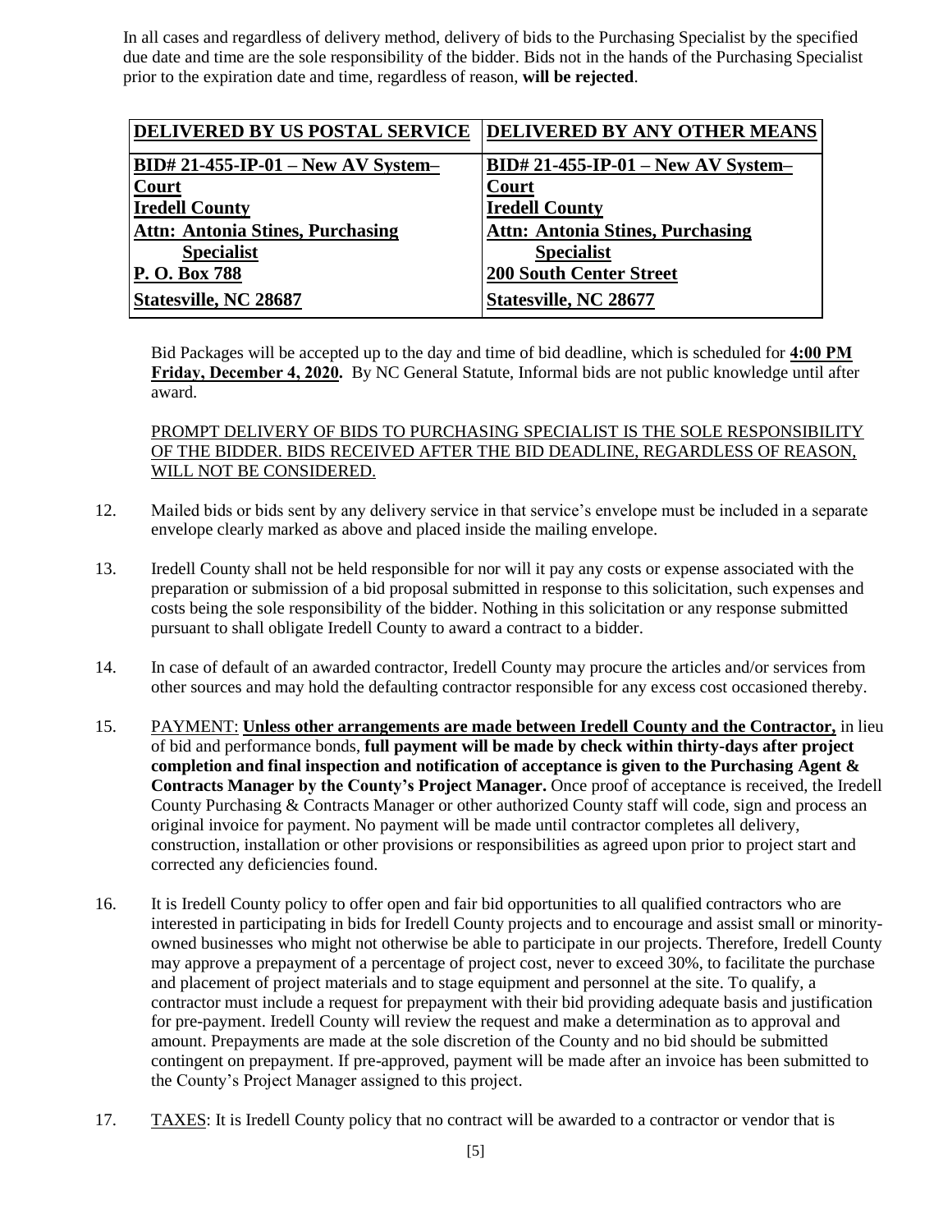In all cases and regardless of delivery method, delivery of bids to the Purchasing Specialist by the specified due date and time are the sole responsibility of the bidder. Bids not in the hands of the Purchasing Specialist prior to the expiration date and time, regardless of reason, **will be rejected**.

| DELIVERED BY US POSTAL SERVICE | DELIVERED BY ANY OTHER MEANS |
|---|---|
| **BID# 21-455-IP-01 – New AV System– Court** | **BID# 21-455-IP-01 – New AV System– Court** |
| **Iredell County** | **Iredell County** |
| **Attn: Antonia Stines, Purchasing Specialist** | **Attn: Antonia Stines, Purchasing Specialist** |
| **P. O. Box 788** | **200 South Center Street** |
| **Statesville, NC 28687** | **Statesville, NC 28677** |

Bid Packages will be accepted up to the day and time of bid deadline, which is scheduled for **4:00 PM Friday, December 4, 2020.** By NC General Statute, Informal bids are not public knowledge until after award.

PROMPT DELIVERY OF BIDS TO PURCHASING SPECIALIST IS THE SOLE RESPONSIBILITY OF THE BIDDER. BIDS RECEIVED AFTER THE BID DEADLINE, REGARDLESS OF REASON, WILL NOT BE CONSIDERED.

12. Mailed bids or bids sent by any delivery service in that service's envelope must be included in a separate envelope clearly marked as above and placed inside the mailing envelope.

13. Iredell County shall not be held responsible for nor will it pay any costs or expense associated with the preparation or submission of a bid proposal submitted in response to this solicitation, such expenses and costs being the sole responsibility of the bidder. Nothing in this solicitation or any response submitted pursuant to shall obligate Iredell County to award a contract to a bidder.

14. In case of default of an awarded contractor, Iredell County may procure the articles and/or services from other sources and may hold the defaulting contractor responsible for any excess cost occasioned thereby.

15. PAYMENT: **Unless other arrangements are made between Iredell County and the Contractor,** in lieu of bid and performance bonds, **full payment will be made by check within thirty-days after project completion and final inspection and notification of acceptance is given to the Purchasing Agent & Contracts Manager by the County's Project Manager.** Once proof of acceptance is received, the Iredell County Purchasing & Contracts Manager or other authorized County staff will code, sign and process an original invoice for payment. No payment will be made until contractor completes all delivery, construction, installation or other provisions or responsibilities as agreed upon prior to project start and corrected any deficiencies found.

16. It is Iredell County policy to offer open and fair bid opportunities to all qualified contractors who are interested in participating in bids for Iredell County projects and to encourage and assist small or minority-owned businesses who might not otherwise be able to participate in our projects. Therefore, Iredell County may approve a prepayment of a percentage of project cost, never to exceed 30%, to facilitate the purchase and placement of project materials and to stage equipment and personnel at the site. To qualify, a contractor must include a request for prepayment with their bid providing adequate basis and justification for pre-payment. Iredell County will review the request and make a determination as to approval and amount. Prepayments are made at the sole discretion of the County and no bid should be submitted contingent on prepayment. If pre-approved, payment will be made after an invoice has been submitted to the County's Project Manager assigned to this project.

17. TAXES: It is Iredell County policy that no contract will be awarded to a contractor or vendor that is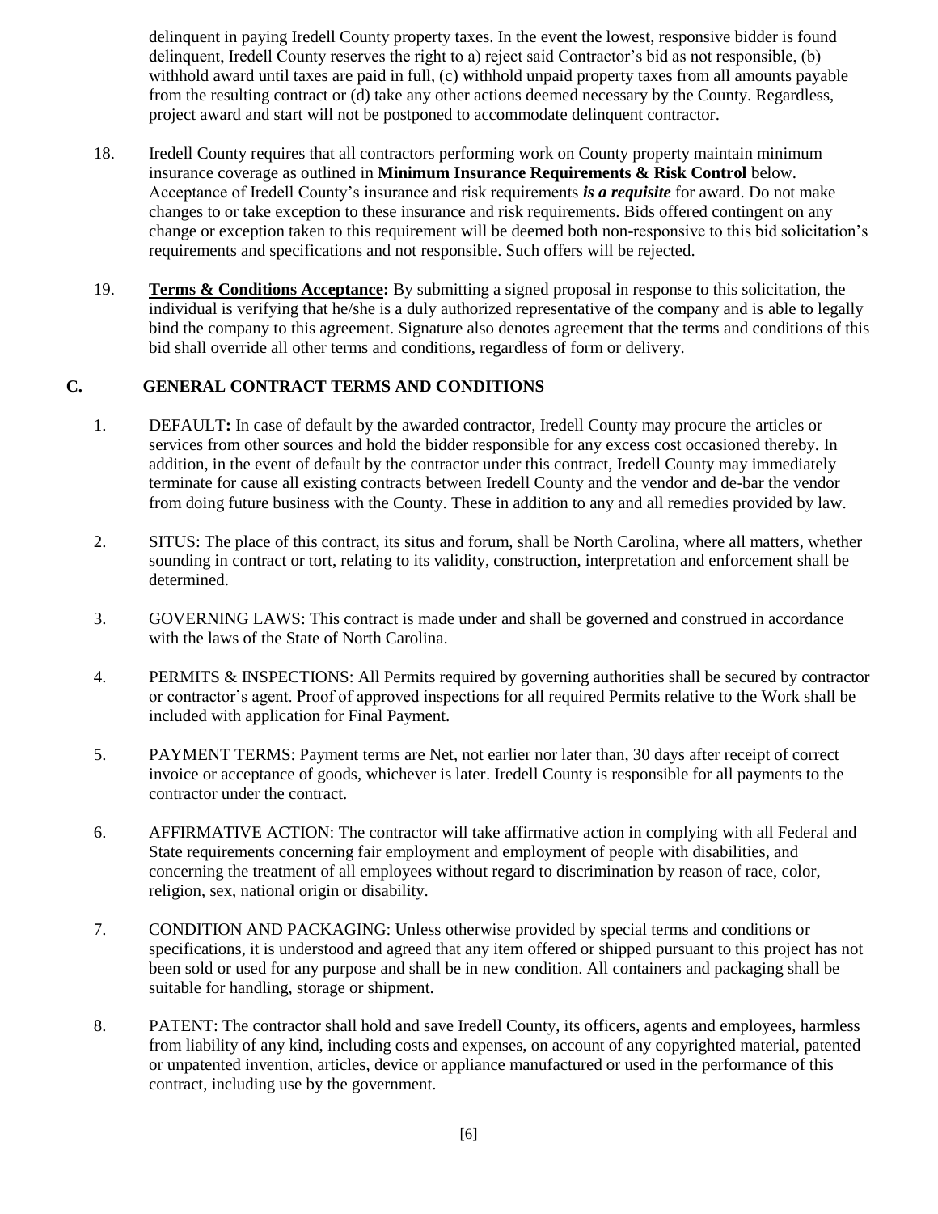delinquent in paying Iredell County property taxes. In the event the lowest, responsive bidder is found delinquent, Iredell County reserves the right to a) reject said Contractor's bid as not responsible, (b) withhold award until taxes are paid in full, (c) withhold unpaid property taxes from all amounts payable from the resulting contract or (d) take any other actions deemed necessary by the County. Regardless, project award and start will not be postponed to accommodate delinquent contractor.

18. Iredell County requires that all contractors performing work on County property maintain minimum insurance coverage as outlined in **Minimum Insurance Requirements & Risk Control** below. Acceptance of Iredell County's insurance and risk requirements ***is a requisite*** for award. Do not make changes to or take exception to these insurance and risk requirements. Bids offered contingent on any change or exception taken to this requirement will be deemed both non-responsive to this bid solicitation's requirements and specifications and not responsible. Such offers will be rejected.

19. **Terms & Conditions Acceptance:** By submitting a signed proposal in response to this solicitation, the individual is verifying that he/she is a duly authorized representative of the company and is able to legally bind the company to this agreement. Signature also denotes agreement that the terms and conditions of this bid shall override all other terms and conditions, regardless of form or delivery.

## C. GENERAL CONTRACT TERMS AND CONDITIONS

1. DEFAULT**:** In case of default by the awarded contractor, Iredell County may procure the articles or services from other sources and hold the bidder responsible for any excess cost occasioned thereby. In addition, in the event of default by the contractor under this contract, Iredell County may immediately terminate for cause all existing contracts between Iredell County and the vendor and de-bar the vendor from doing future business with the County. These in addition to any and all remedies provided by law.

2. SITUS: The place of this contract, its situs and forum, shall be North Carolina, where all matters, whether sounding in contract or tort, relating to its validity, construction, interpretation and enforcement shall be determined.

3. GOVERNING LAWS: This contract is made under and shall be governed and construed in accordance with the laws of the State of North Carolina.

4. PERMITS & INSPECTIONS: All Permits required by governing authorities shall be secured by contractor or contractor's agent. Proof of approved inspections for all required Permits relative to the Work shall be included with application for Final Payment.

5. PAYMENT TERMS: Payment terms are Net, not earlier nor later than, 30 days after receipt of correct invoice or acceptance of goods, whichever is later. Iredell County is responsible for all payments to the contractor under the contract.

6. AFFIRMATIVE ACTION: The contractor will take affirmative action in complying with all Federal and State requirements concerning fair employment and employment of people with disabilities, and concerning the treatment of all employees without regard to discrimination by reason of race, color, religion, sex, national origin or disability.

7. CONDITION AND PACKAGING: Unless otherwise provided by special terms and conditions or specifications, it is understood and agreed that any item offered or shipped pursuant to this project has not been sold or used for any purpose and shall be in new condition. All containers and packaging shall be suitable for handling, storage or shipment.

8. PATENT: The contractor shall hold and save Iredell County, its officers, agents and employees, harmless from liability of any kind, including costs and expenses, on account of any copyrighted material, patented or unpatented invention, articles, device or appliance manufactured or used in the performance of this contract, including use by the government.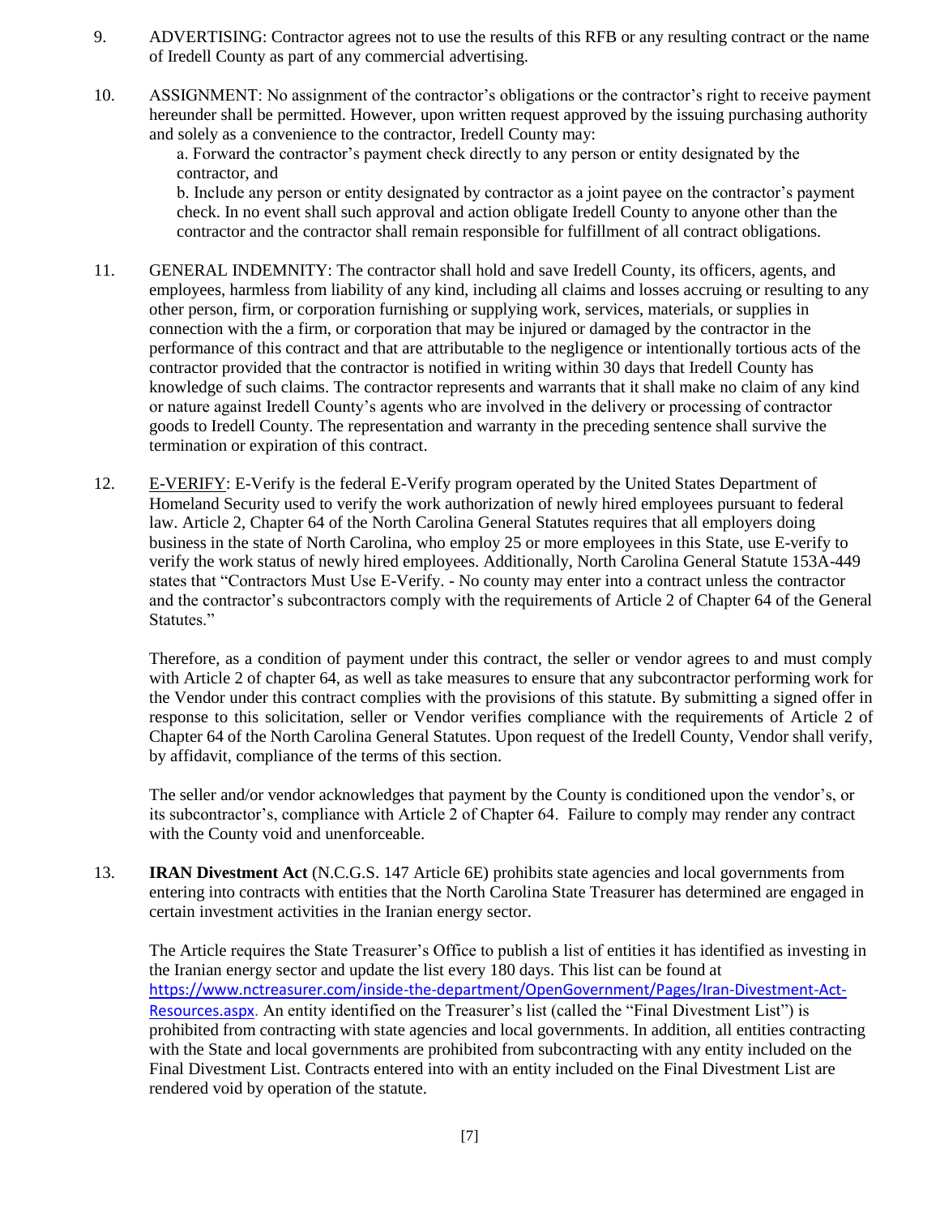9. ADVERTISING: Contractor agrees not to use the results of this RFB or any resulting contract or the name of Iredell County as part of any commercial advertising.

10. ASSIGNMENT: No assignment of the contractor's obligations or the contractor's right to receive payment hereunder shall be permitted. However, upon written request approved by the issuing purchasing authority and solely as a convenience to the contractor, Iredell County may:

    a. Forward the contractor's payment check directly to any person or entity designated by the contractor, and

    b. Include any person or entity designated by contractor as a joint payee on the contractor's payment check. In no event shall such approval and action obligate Iredell County to anyone other than the contractor and the contractor shall remain responsible for fulfillment of all contract obligations.

11. GENERAL INDEMNITY: The contractor shall hold and save Iredell County, its officers, agents, and employees, harmless from liability of any kind, including all claims and losses accruing or resulting to any other person, firm, or corporation furnishing or supplying work, services, materials, or supplies in connection with the a firm, or corporation that may be injured or damaged by the contractor in the performance of this contract and that are attributable to the negligence or intentionally tortious acts of the contractor provided that the contractor is notified in writing within 30 days that Iredell County has knowledge of such claims. The contractor represents and warrants that it shall make no claim of any kind or nature against Iredell County's agents who are involved in the delivery or processing of contractor goods to Iredell County. The representation and warranty in the preceding sentence shall survive the termination or expiration of this contract.

12. E-VERIFY: E-Verify is the federal E-Verify program operated by the United States Department of Homeland Security used to verify the work authorization of newly hired employees pursuant to federal law. Article 2, Chapter 64 of the North Carolina General Statutes requires that all employers doing business in the state of North Carolina, who employ 25 or more employees in this State, use E-verify to verify the work status of newly hired employees. Additionally, North Carolina General Statute 153A-449 states that "Contractors Must Use E-Verify. - No county may enter into a contract unless the contractor and the contractor's subcontractors comply with the requirements of Article 2 of Chapter 64 of the General Statutes."

    Therefore, as a condition of payment under this contract, the seller or vendor agrees to and must comply with Article 2 of chapter 64, as well as take measures to ensure that any subcontractor performing work for the Vendor under this contract complies with the provisions of this statute. By submitting a signed offer in response to this solicitation, seller or Vendor verifies compliance with the requirements of Article 2 of Chapter 64 of the North Carolina General Statutes. Upon request of the Iredell County, Vendor shall verify, by affidavit, compliance of the terms of this section.

    The seller and/or vendor acknowledges that payment by the County is conditioned upon the vendor's, or its subcontractor's, compliance with Article 2 of Chapter 64. Failure to comply may render any contract with the County void and unenforceable.

13. **IRAN Divestment Act** (N.C.G.S. 147 Article 6E) prohibits state agencies and local governments from entering into contracts with entities that the North Carolina State Treasurer has determined are engaged in certain investment activities in the Iranian energy sector.

    The Article requires the State Treasurer's Office to publish a list of entities it has identified as investing in the Iranian energy sector and update the list every 180 days. This list can be found at https://www.nctreasurer.com/inside-the-department/OpenGovernment/Pages/Iran-Divestment-Act-Resources.aspx. An entity identified on the Treasurer's list (called the "Final Divestment List") is prohibited from contracting with state agencies and local governments. In addition, all entities contracting with the State and local governments are prohibited from subcontracting with any entity included on the Final Divestment List. Contracts entered into with an entity included on the Final Divestment List are rendered void by operation of the statute.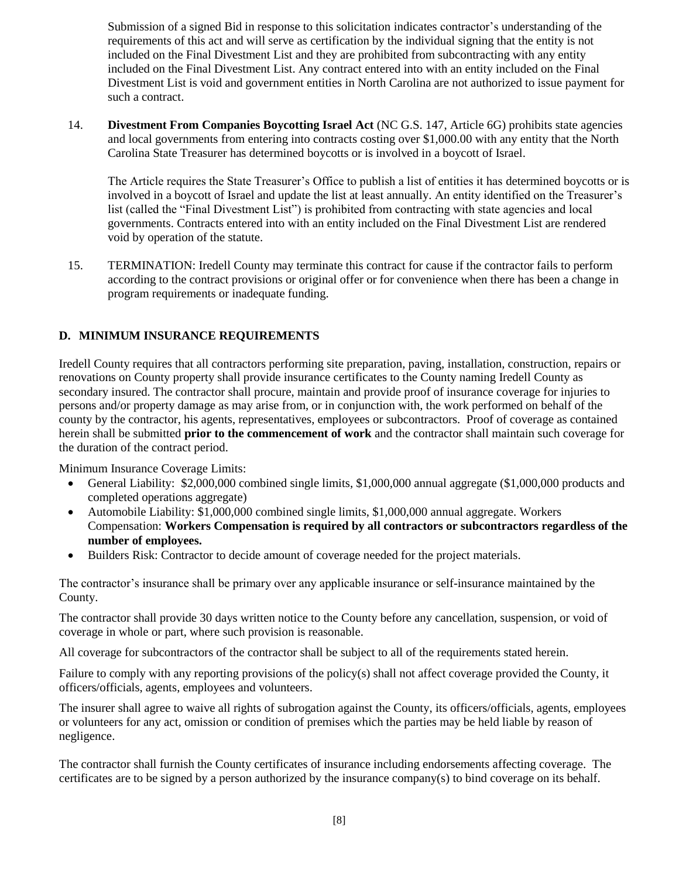Submission of a signed Bid in response to this solicitation indicates contractor's understanding of the requirements of this act and will serve as certification by the individual signing that the entity is not included on the Final Divestment List and they are prohibited from subcontracting with any entity included on the Final Divestment List. Any contract entered into with an entity included on the Final Divestment List is void and government entities in North Carolina are not authorized to issue payment for such a contract.

14. **Divestment From Companies Boycotting Israel Act** (NC G.S. 147, Article 6G) prohibits state agencies and local governments from entering into contracts costing over $1,000.00 with any entity that the North Carolina State Treasurer has determined boycotts or is involved in a boycott of Israel.

    The Article requires the State Treasurer's Office to publish a list of entities it has determined boycotts or is involved in a boycott of Israel and update the list at least annually. An entity identified on the Treasurer's list (called the "Final Divestment List") is prohibited from contracting with state agencies and local governments. Contracts entered into with an entity included on the Final Divestment List are rendered void by operation of the statute.

15. TERMINATION: Iredell County may terminate this contract for cause if the contractor fails to perform according to the contract provisions or original offer or for convenience when there has been a change in program requirements or inadequate funding.

## D. MINIMUM INSURANCE REQUIREMENTS

Iredell County requires that all contractors performing site preparation, paving, installation, construction, repairs or renovations on County property shall provide insurance certificates to the County naming Iredell County as secondary insured. The contractor shall procure, maintain and provide proof of insurance coverage for injuries to persons and/or property damage as may arise from, or in conjunction with, the work performed on behalf of the county by the contractor, his agents, representatives, employees or subcontractors. Proof of coverage as contained herein shall be submitted **prior to the commencement of work** and the contractor shall maintain such coverage for the duration of the contract period.

Minimum Insurance Coverage Limits:

- General Liability: $2,000,000 combined single limits, $1,000,000 annual aggregate ($1,000,000 products and completed operations aggregate)
- Automobile Liability: $1,000,000 combined single limits, $1,000,000 annual aggregate. Workers Compensation: **Workers Compensation is required by all contractors or subcontractors regardless of the number of employees.**
- Builders Risk: Contractor to decide amount of coverage needed for the project materials.

The contractor's insurance shall be primary over any applicable insurance or self-insurance maintained by the County.

The contractor shall provide 30 days written notice to the County before any cancellation, suspension, or void of coverage in whole or part, where such provision is reasonable.

All coverage for subcontractors of the contractor shall be subject to all of the requirements stated herein.

Failure to comply with any reporting provisions of the policy(s) shall not affect coverage provided the County, it officers/officials, agents, employees and volunteers.

The insurer shall agree to waive all rights of subrogation against the County, its officers/officials, agents, employees or volunteers for any act, omission or condition of premises which the parties may be held liable by reason of negligence.

The contractor shall furnish the County certificates of insurance including endorsements affecting coverage. The certificates are to be signed by a person authorized by the insurance company(s) to bind coverage on its behalf.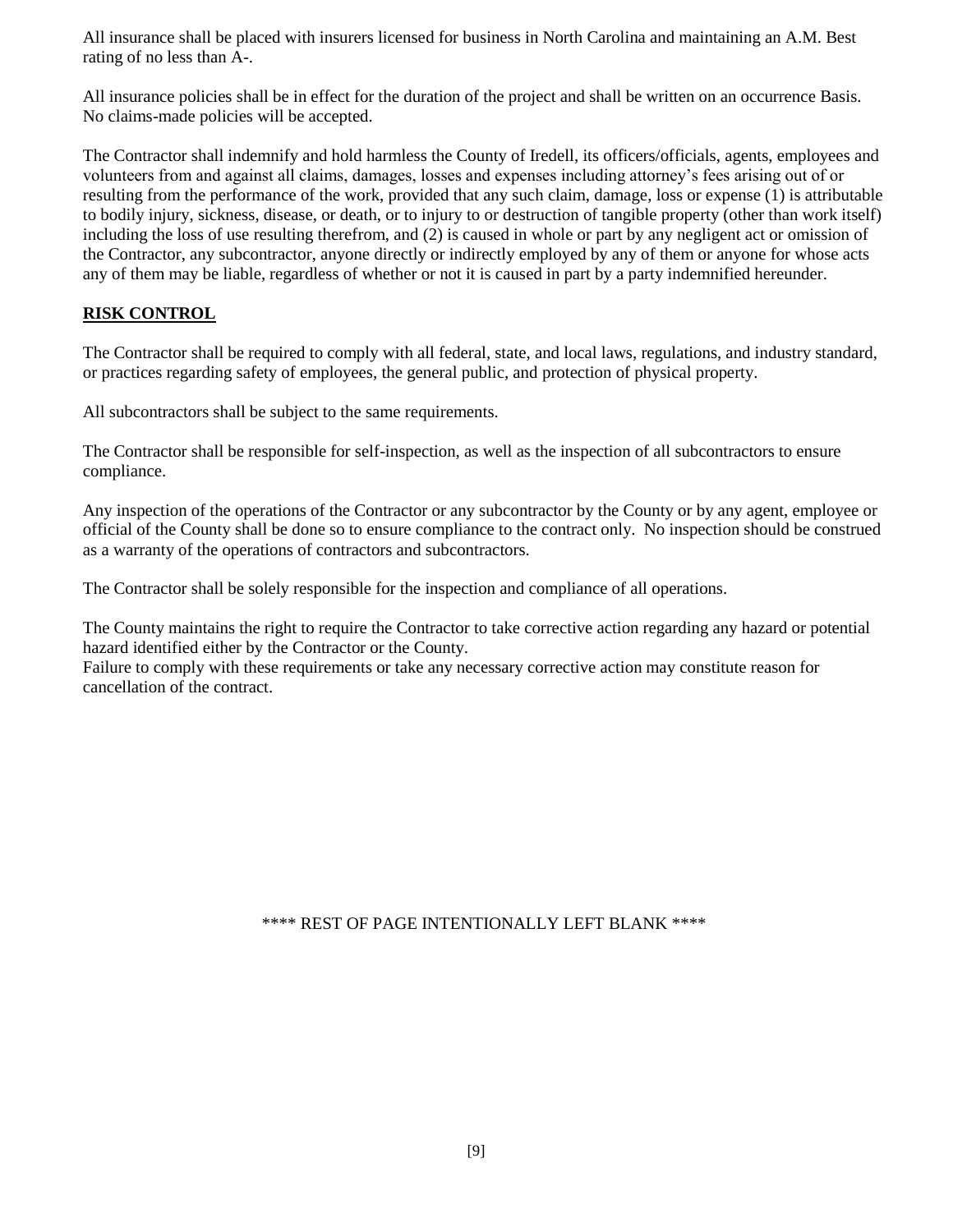All insurance shall be placed with insurers licensed for business in North Carolina and maintaining an A.M. Best rating of no less than A-.

All insurance policies shall be in effect for the duration of the project and shall be written on an occurrence Basis. No claims-made policies will be accepted.

The Contractor shall indemnify and hold harmless the County of Iredell, its officers/officials, agents, employees and volunteers from and against all claims, damages, losses and expenses including attorney's fees arising out of or resulting from the performance of the work, provided that any such claim, damage, loss or expense (1) is attributable to bodily injury, sickness, disease, or death, or to injury to or destruction of tangible property (other than work itself) including the loss of use resulting therefrom, and (2) is caused in whole or part by any negligent act or omission of the Contractor, any subcontractor, anyone directly or indirectly employed by any of them or anyone for whose acts any of them may be liable, regardless of whether or not it is caused in part by a party indemnified hereunder.

## RISK CONTROL

The Contractor shall be required to comply with all federal, state, and local laws, regulations, and industry standard, or practices regarding safety of employees, the general public, and protection of physical property.

All subcontractors shall be subject to the same requirements.

The Contractor shall be responsible for self-inspection, as well as the inspection of all subcontractors to ensure compliance.

Any inspection of the operations of the Contractor or any subcontractor by the County or by any agent, employee or official of the County shall be done so to ensure compliance to the contract only. No inspection should be construed as a warranty of the operations of contractors and subcontractors.

The Contractor shall be solely responsible for the inspection and compliance of all operations.

The County maintains the right to require the Contractor to take corrective action regarding any hazard or potential hazard identified either by the Contractor or the County.
Failure to comply with these requirements or take any necessary corrective action may constitute reason for cancellation of the contract.

**** REST OF PAGE INTENTIONALLY LEFT BLANK ****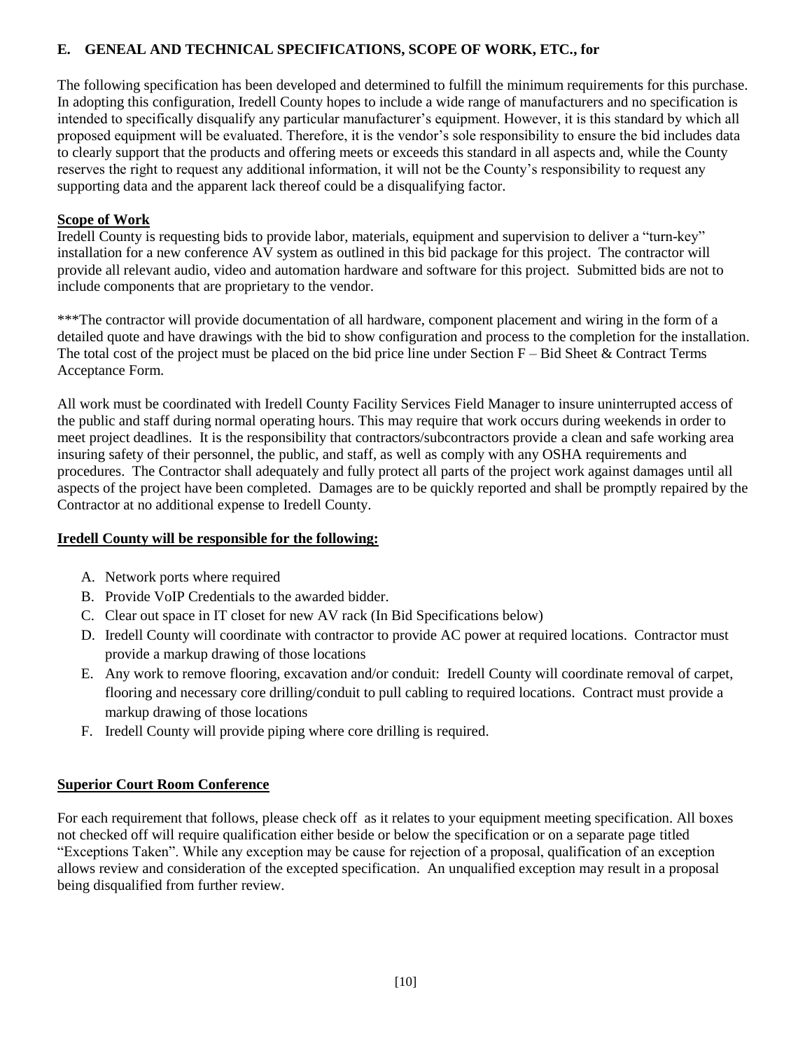## E. GENEAL AND TECHNICAL SPECIFICATIONS, SCOPE OF WORK, ETC., for

The following specification has been developed and determined to fulfill the minimum requirements for this purchase. In adopting this configuration, Iredell County hopes to include a wide range of manufacturers and no specification is intended to specifically disqualify any particular manufacturer's equipment. However, it is this standard by which all proposed equipment will be evaluated. Therefore, it is the vendor's sole responsibility to ensure the bid includes data to clearly support that the products and offering meets or exceeds this standard in all aspects and, while the County reserves the right to request any additional information, it will not be the County's responsibility to request any supporting data and the apparent lack thereof could be a disqualifying factor.

**Scope of Work**

Iredell County is requesting bids to provide labor, materials, equipment and supervision to deliver a "turn-key" installation for a new conference AV system as outlined in this bid package for this project. The contractor will provide all relevant audio, video and automation hardware and software for this project. Submitted bids are not to include components that are proprietary to the vendor.

***The contractor will provide documentation of all hardware, component placement and wiring in the form of a detailed quote and have drawings with the bid to show configuration and process to the completion for the installation. The total cost of the project must be placed on the bid price line under Section F – Bid Sheet & Contract Terms Acceptance Form.

All work must be coordinated with Iredell County Facility Services Field Manager to insure uninterrupted access of the public and staff during normal operating hours. This may require that work occurs during weekends in order to meet project deadlines. It is the responsibility that contractors/subcontractors provide a clean and safe working area insuring safety of their personnel, the public, and staff, as well as comply with any OSHA requirements and procedures. The Contractor shall adequately and fully protect all parts of the project work against damages until all aspects of the project have been completed. Damages are to be quickly reported and shall be promptly repaired by the Contractor at no additional expense to Iredell County.

**Iredell County will be responsible for the following:**

A. Network ports where required
B. Provide VoIP Credentials to the awarded bidder.
C. Clear out space in IT closet for new AV rack (In Bid Specifications below)
D. Iredell County will coordinate with contractor to provide AC power at required locations. Contractor must provide a markup drawing of those locations
E. Any work to remove flooring, excavation and/or conduit: Iredell County will coordinate removal of carpet, flooring and necessary core drilling/conduit to pull cabling to required locations. Contract must provide a markup drawing of those locations
F. Iredell County will provide piping where core drilling is required.

**Superior Court Room Conference**

For each requirement that follows, please check off as it relates to your equipment meeting specification. All boxes not checked off will require qualification either beside or below the specification or on a separate page titled "Exceptions Taken". While any exception may be cause for rejection of a proposal, qualification of an exception allows review and consideration of the excepted specification. An unqualified exception may result in a proposal being disqualified from further review.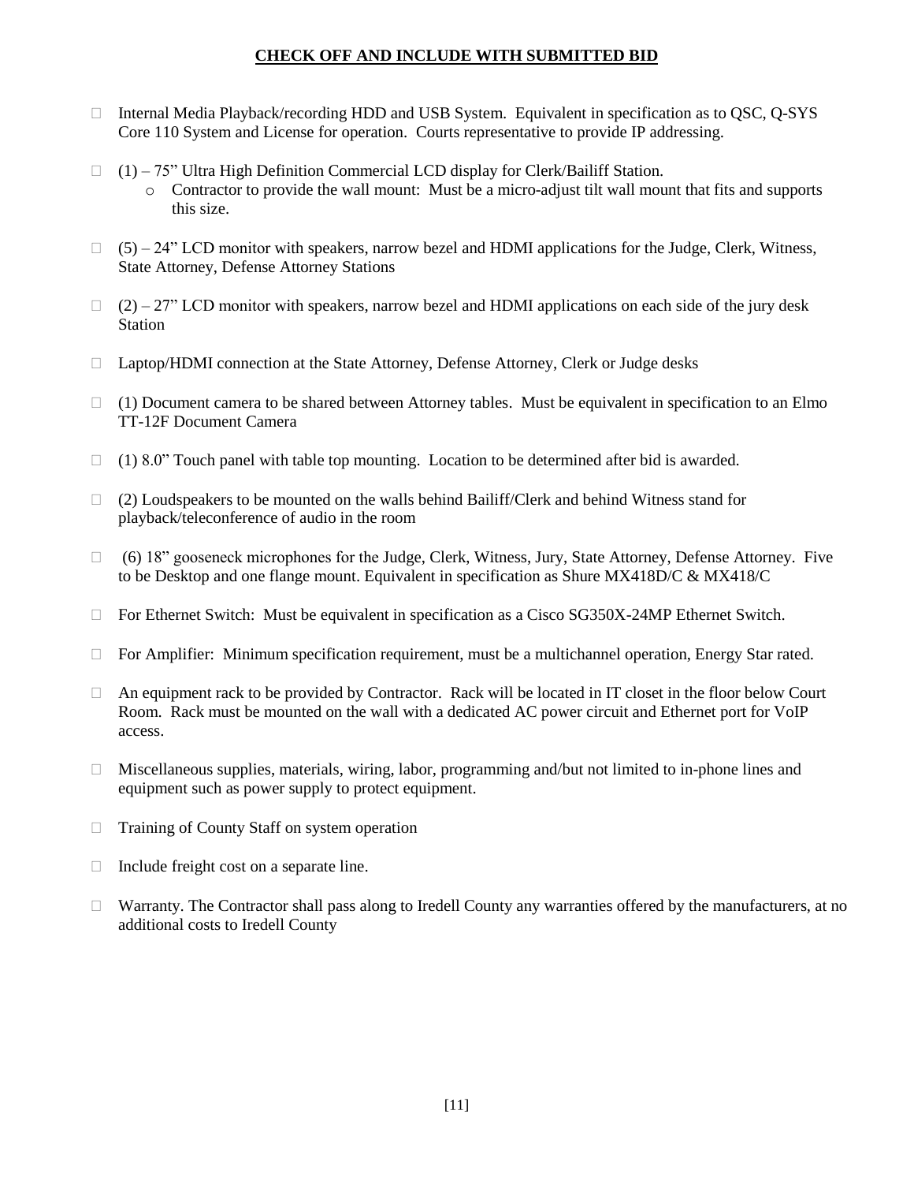**CHECK OFF AND INCLUDE WITH SUBMITTED BID**

- ☐ Internal Media Playback/recording HDD and USB System. Equivalent in specification as to QSC, Q-SYS Core 110 System and License for operation. Courts representative to provide IP addressing.

- ☐ (1) – 75" Ultra High Definition Commercial LCD display for Clerk/Bailiff Station.
  - Contractor to provide the wall mount: Must be a micro-adjust tilt wall mount that fits and supports this size.

- ☐ (5) – 24" LCD monitor with speakers, narrow bezel and HDMI applications for the Judge, Clerk, Witness, State Attorney, Defense Attorney Stations

- ☐ (2) – 27" LCD monitor with speakers, narrow bezel and HDMI applications on each side of the jury desk Station

- ☐ Laptop/HDMI connection at the State Attorney, Defense Attorney, Clerk or Judge desks

- ☐ (1) Document camera to be shared between Attorney tables. Must be equivalent in specification to an Elmo TT-12F Document Camera

- ☐ (1) 8.0" Touch panel with table top mounting. Location to be determined after bid is awarded.

- ☐ (2) Loudspeakers to be mounted on the walls behind Bailiff/Clerk and behind Witness stand for playback/teleconference of audio in the room

- ☐ (6) 18" gooseneck microphones for the Judge, Clerk, Witness, Jury, State Attorney, Defense Attorney. Five to be Desktop and one flange mount. Equivalent in specification as Shure MX418D/C & MX418/C

- ☐ For Ethernet Switch: Must be equivalent in specification as a Cisco SG350X-24MP Ethernet Switch.

- ☐ For Amplifier: Minimum specification requirement, must be a multichannel operation, Energy Star rated.

- ☐ An equipment rack to be provided by Contractor. Rack will be located in IT closet in the floor below Court Room. Rack must be mounted on the wall with a dedicated AC power circuit and Ethernet port for VoIP access.

- ☐ Miscellaneous supplies, materials, wiring, labor, programming and/but not limited to in-phone lines and equipment such as power supply to protect equipment.

- ☐ Training of County Staff on system operation

- ☐ Include freight cost on a separate line.

- ☐ Warranty. The Contractor shall pass along to Iredell County any warranties offered by the manufacturers, at no additional costs to Iredell County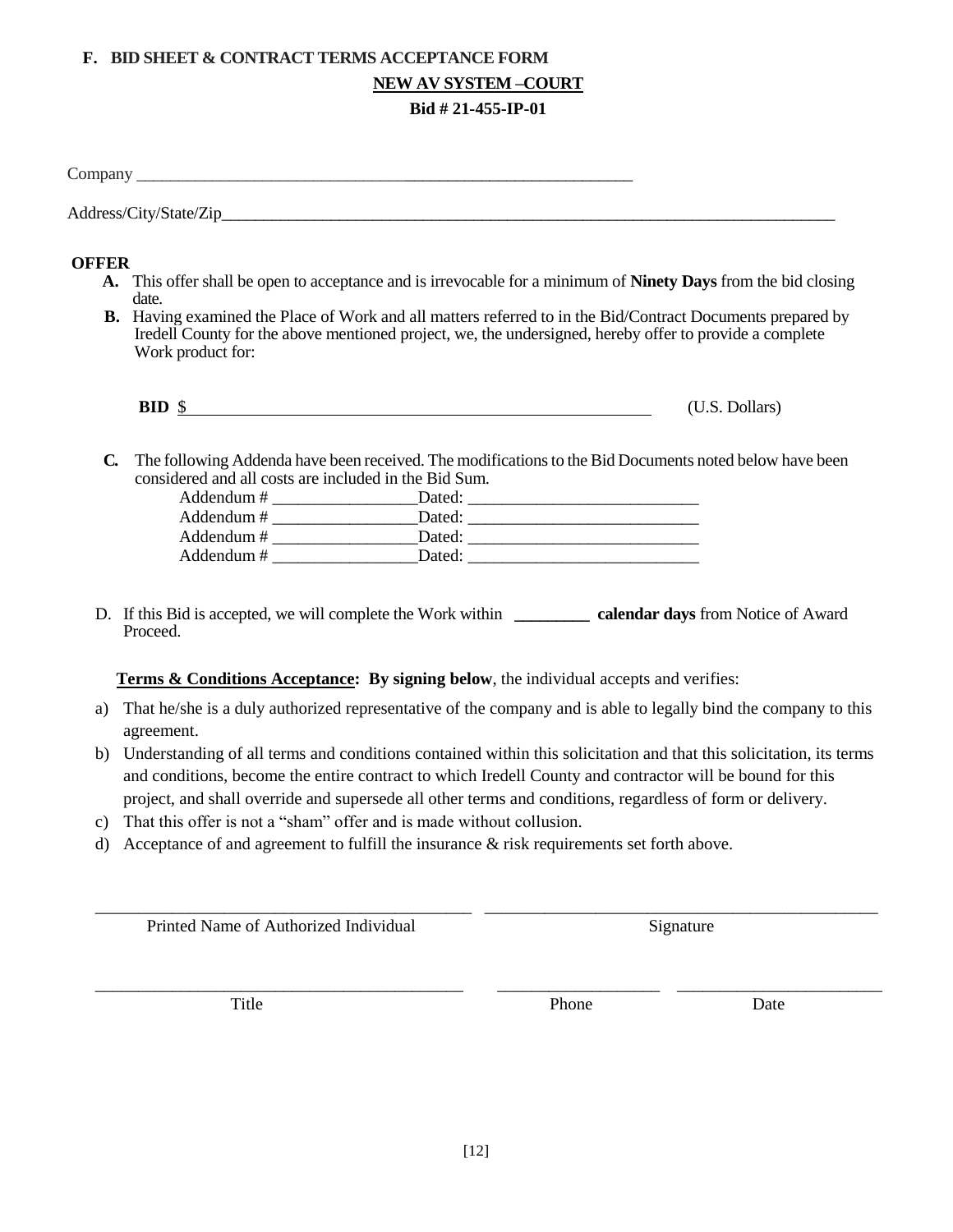**F. BID SHEET & CONTRACT TERMS ACCEPTANCE FORM**

**NEW AV SYSTEM –COURT**

**Bid # 21-455-IP-01**

Company ___________________________________________________________

Address/City/State/Zip___________________________________________________________________________

**OFFER**

**A.** This offer shall be open to acceptance and is irrevocable for a minimum of **Ninety Days** from the bid closing date.

**B.** Having examined the Place of Work and all matters referred to in the Bid/Contract Documents prepared by Iredell County for the above mentioned project, we, the undersigned, hereby offer to provide a complete Work product for:

**BID** $__________________________________________________________ (U.S. Dollars)

**C.** The following Addenda have been received. The modifications to the Bid Documents noted below have been considered and all costs are included in the Bid Sum.

Addendum # _________________Dated: ___________________________

Addendum # _________________Dated: ___________________________

Addendum # _________________Dated: ___________________________

Addendum # _________________Dated: ___________________________

D. If this Bid is accepted, we will complete the Work within **_________ calendar days** from Notice of Award Proceed.

**Terms & Conditions Acceptance: By signing below**, the individual accepts and verifies:

a) That he/she is a duly authorized representative of the company and is able to legally bind the company to this agreement.

b) Understanding of all terms and conditions contained within this solicitation and that this solicitation, its terms and conditions, become the entire contract to which Iredell County and contractor will be bound for this project, and shall override and supersede all other terms and conditions, regardless of form or delivery.

c) That this offer is not a "sham" offer and is made without collusion.

d) Acceptance of and agreement to fulfill the insurance & risk requirements set forth above.

______________________________________________ ________________________________________________

Printed Name of Authorized Individual Signature

______________________________________________ ____________________ _________________________

Title Phone Date